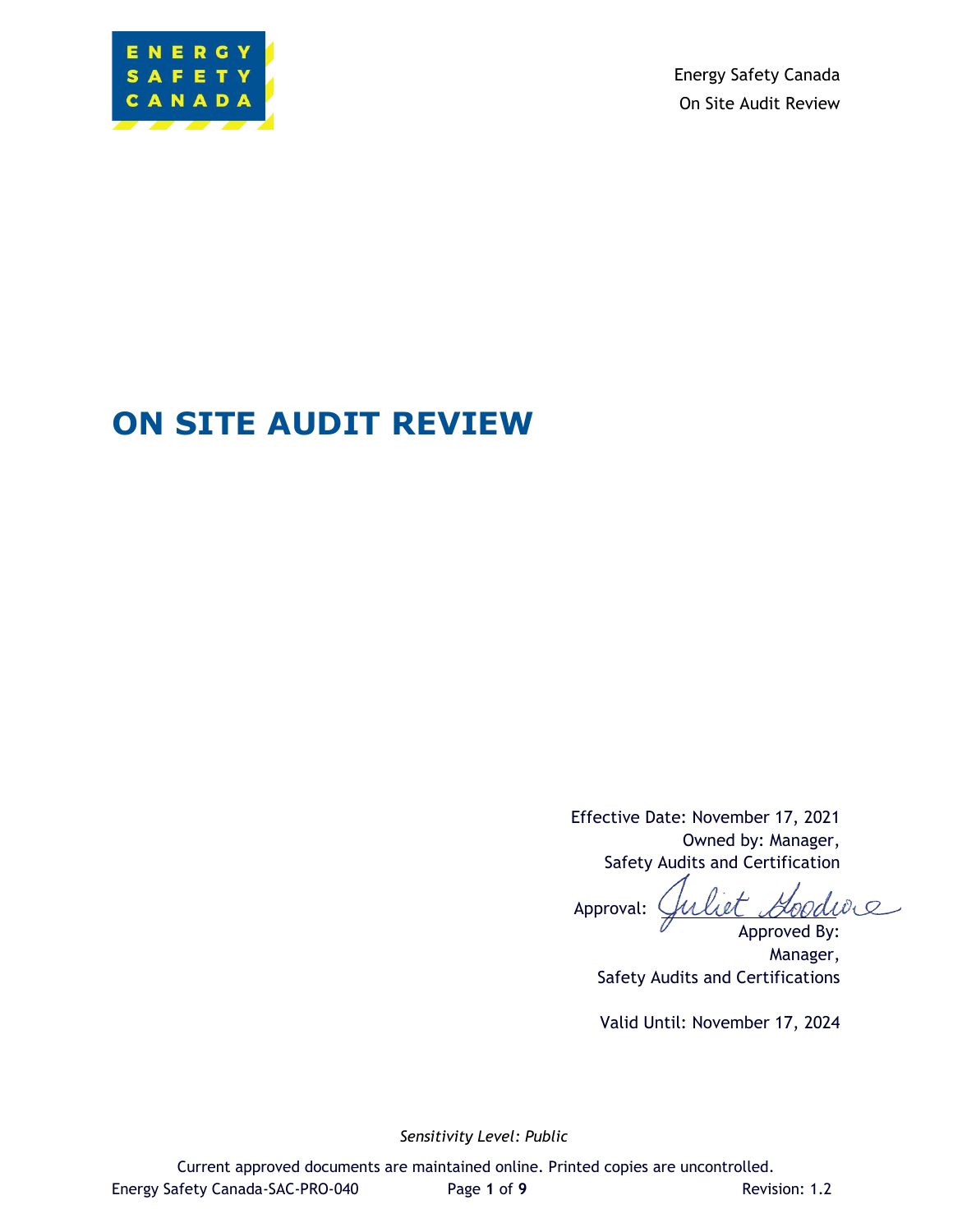Energy Safety Canada
On Site Audit Review

# ON SITE AUDIT REVIEW

Effective Date: November 17, 2021
Owned by: Manager, Safety Audits and Certification

Approval: Juliet Goodwe
Approved By: Manager, Safety Audits and Certifications

Valid Until: November 17, 2024

*Sensitivity Level: Public*

Current approved documents are maintained online. Printed copies are uncontrolled.

Energy Safety Canada-SAC-PRO-040 Revision: 1.2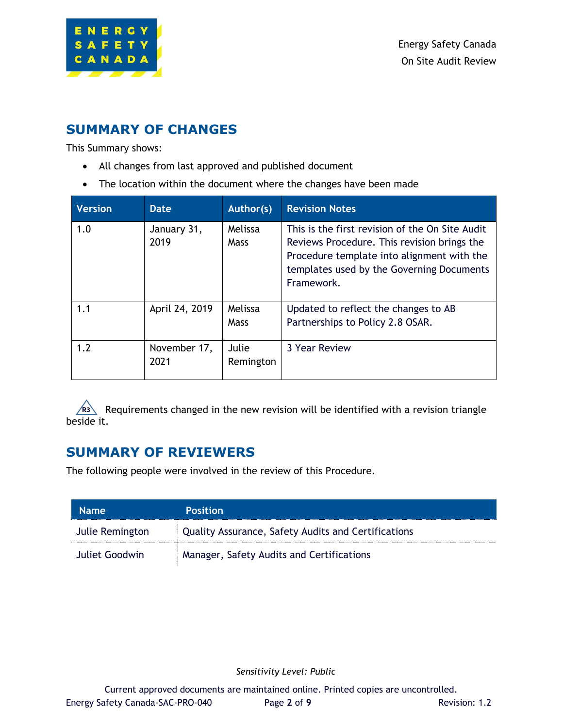## SUMMARY OF CHANGES

This Summary shows:

- All changes from last approved and published document
- The location within the document where the changes have been made

| Version | Date | Author(s) | Revision Notes |
|---|---|---|---|
| 1.0 | January 31, 2019 | Melissa Mass | This is the first revision of the On Site Audit Reviews Procedure. This revision brings the Procedure template into alignment with the templates used by the Governing Documents Framework. |
| 1.1 | April 24, 2019 | Melissa Mass | Updated to reflect the changes to AB Partnerships to Policy 2.8 OSAR. |
| 1.2 | November 17, 2021 | Julie Remington | 3 Year Review |

R3 Requirements changed in the new revision will be identified with a revision triangle beside it.

## SUMMARY OF REVIEWERS

The following people were involved in the review of this Procedure.

| Name | Position |
|---|---|
| Julie Remington | Quality Assurance, Safety Audits and Certifications |
| Juliet Goodwin | Manager, Safety Audits and Certifications |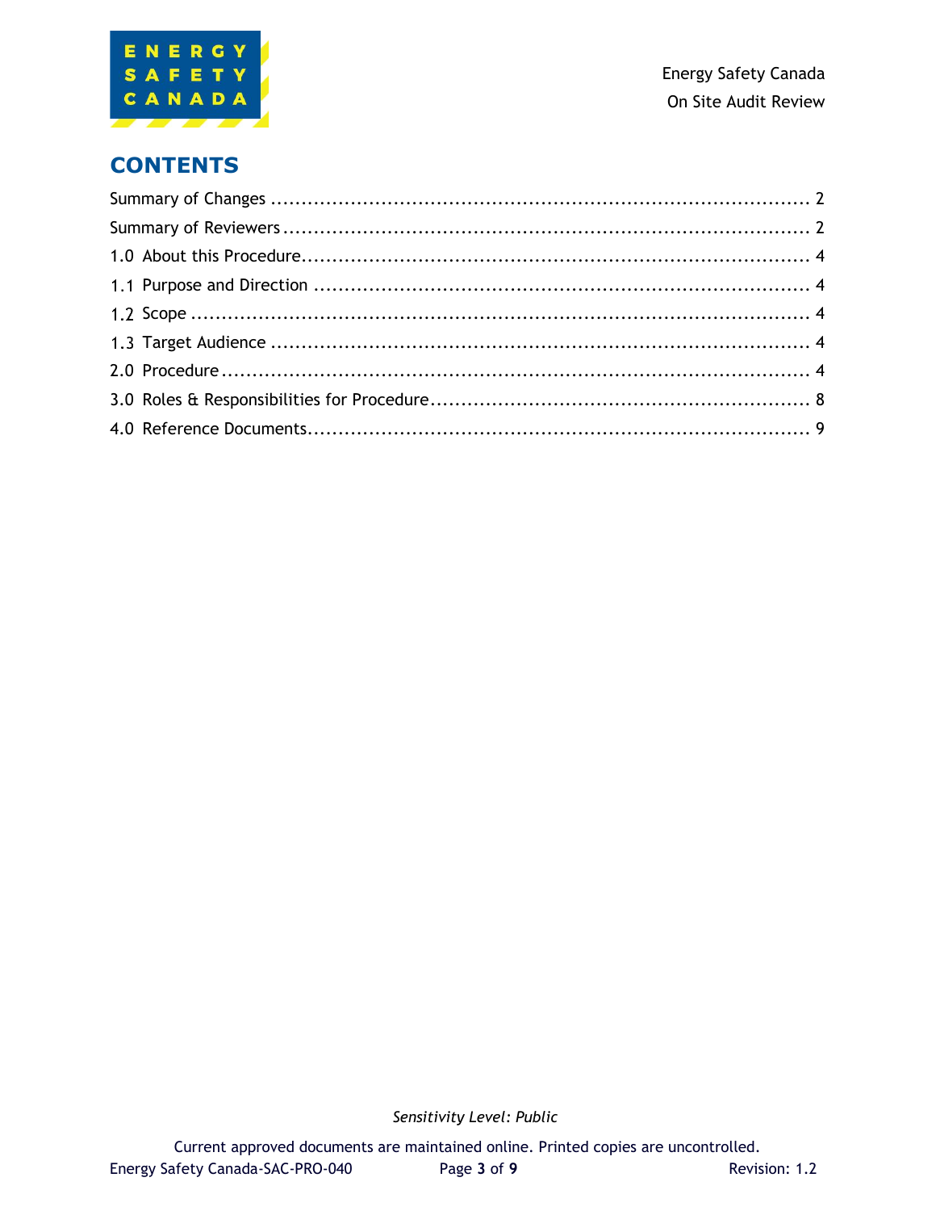# CONTENTS

Summary of Changes .......................................................................................... 2

Summary of Reviewers ...................................................................................... 2

1.0 About this Procedure.................................................................................... 4

1.1 Purpose and Direction ................................................................................. 4

1.2 Scope ........................................................................................................ 4

1.3 Target Audience ......................................................................................... 4

2.0 Procedure .................................................................................................. 4

3.0 Roles & Responsibilities for Procedure.............................................................. 8

4.0 Reference Documents................................................................................... 9

*Sensitivity Level: Public*

Current approved documents are maintained online. Printed copies are uncontrolled.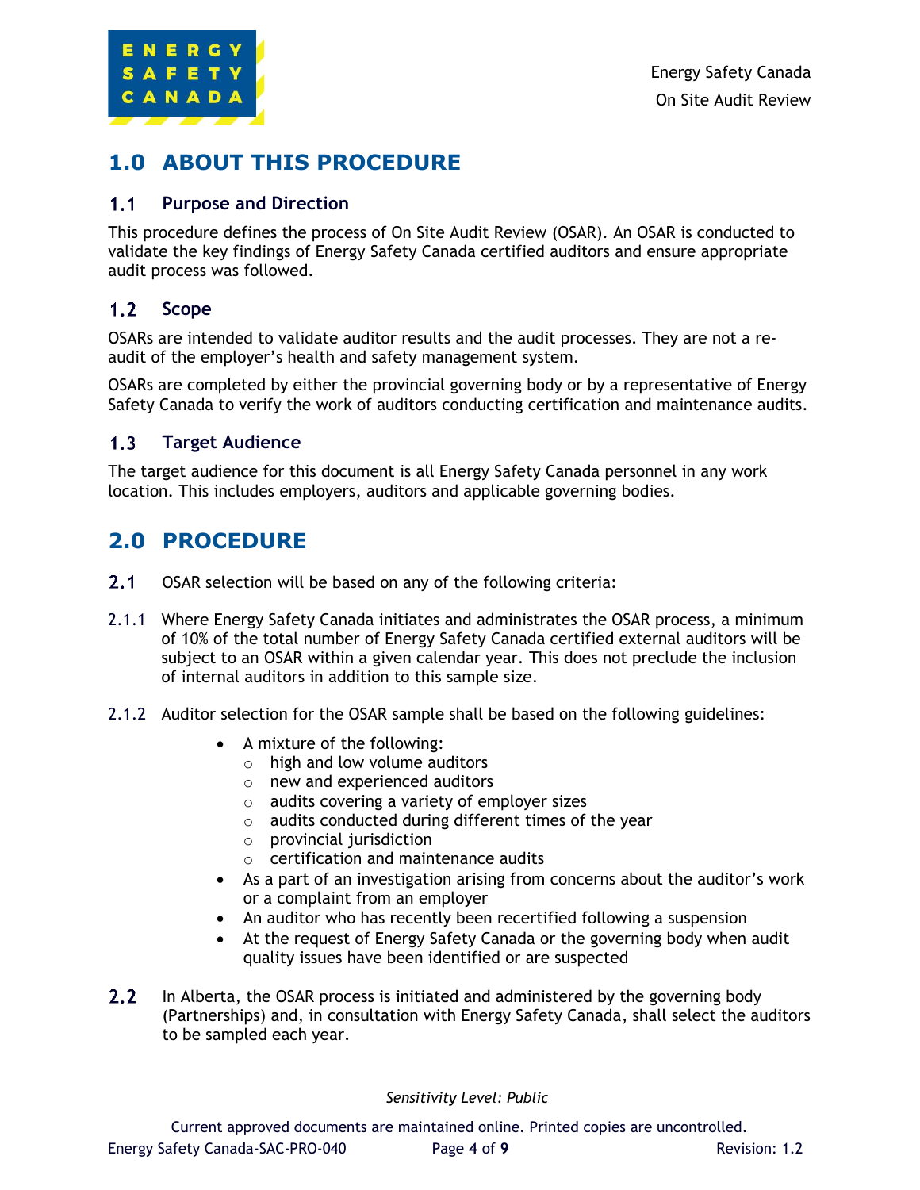# 1.0 ABOUT THIS PROCEDURE

## 1.1 Purpose and Direction

This procedure defines the process of On Site Audit Review (OSAR). An OSAR is conducted to validate the key findings of Energy Safety Canada certified auditors and ensure appropriate audit process was followed.

## 1.2 Scope

OSARs are intended to validate auditor results and the audit processes. They are not a re-audit of the employer's health and safety management system.

OSARs are completed by either the provincial governing body or by a representative of Energy Safety Canada to verify the work of auditors conducting certification and maintenance audits.

## 1.3 Target Audience

The target audience for this document is all Energy Safety Canada personnel in any work location. This includes employers, auditors and applicable governing bodies.

# 2.0 PROCEDURE

**2.1** OSAR selection will be based on any of the following criteria:

2.1.1 Where Energy Safety Canada initiates and administrates the OSAR process, a minimum of 10% of the total number of Energy Safety Canada certified external auditors will be subject to an OSAR within a given calendar year. This does not preclude the inclusion of internal auditors in addition to this sample size.

2.1.2 Auditor selection for the OSAR sample shall be based on the following guidelines:

- A mixture of the following:
  - high and low volume auditors
  - new and experienced auditors
  - audits covering a variety of employer sizes
  - audits conducted during different times of the year
  - provincial jurisdiction
  - certification and maintenance audits
- As a part of an investigation arising from concerns about the auditor's work or a complaint from an employer
- An auditor who has recently been recertified following a suspension
- At the request of Energy Safety Canada or the governing body when audit quality issues have been identified or are suspected

**2.2** In Alberta, the OSAR process is initiated and administered by the governing body (Partnerships) and, in consultation with Energy Safety Canada, shall select the auditors to be sampled each year.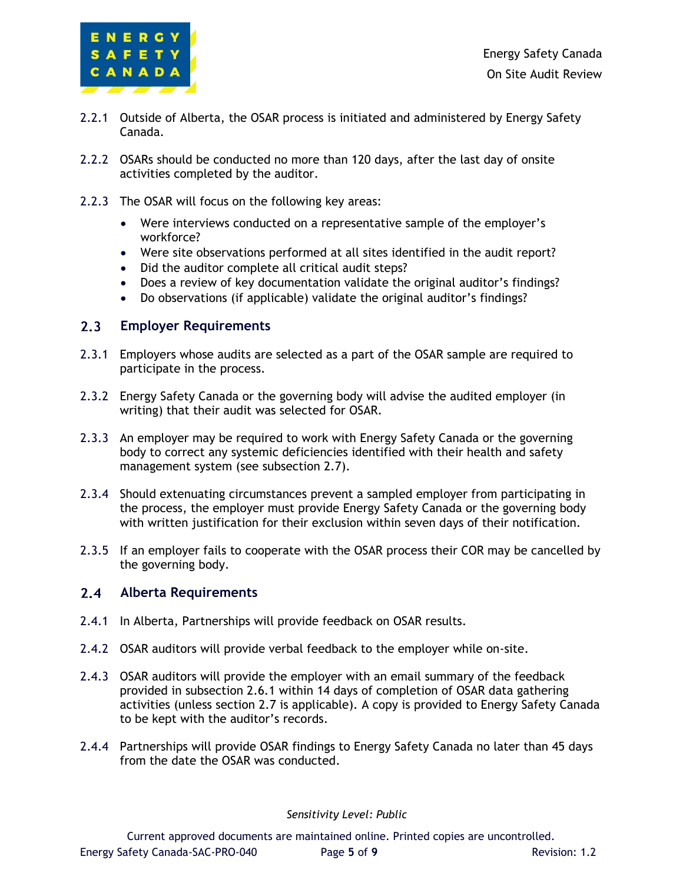2.2.1 Outside of Alberta, the OSAR process is initiated and administered by Energy Safety Canada.

2.2.2 OSARs should be conducted no more than 120 days, after the last day of onsite activities completed by the auditor.

2.2.3 The OSAR will focus on the following key areas:

- Were interviews conducted on a representative sample of the employer's workforce?
- Were site observations performed at all sites identified in the audit report?
- Did the auditor complete all critical audit steps?
- Does a review of key documentation validate the original auditor's findings?
- Do observations (if applicable) validate the original auditor's findings?

## 2.3 Employer Requirements

2.3.1 Employers whose audits are selected as a part of the OSAR sample are required to participate in the process.

2.3.2 Energy Safety Canada or the governing body will advise the audited employer (in writing) that their audit was selected for OSAR.

2.3.3 An employer may be required to work with Energy Safety Canada or the governing body to correct any systemic deficiencies identified with their health and safety management system (see subsection 2.7).

2.3.4 Should extenuating circumstances prevent a sampled employer from participating in the process, the employer must provide Energy Safety Canada or the governing body with written justification for their exclusion within seven days of their notification.

2.3.5 If an employer fails to cooperate with the OSAR process their COR may be cancelled by the governing body.

## 2.4 Alberta Requirements

2.4.1 In Alberta, Partnerships will provide feedback on OSAR results.

2.4.2 OSAR auditors will provide verbal feedback to the employer while on-site.

2.4.3 OSAR auditors will provide the employer with an email summary of the feedback provided in subsection 2.6.1 within 14 days of completion of OSAR data gathering activities (unless section 2.7 is applicable). A copy is provided to Energy Safety Canada to be kept with the auditor's records.

2.4.4 Partnerships will provide OSAR findings to Energy Safety Canada no later than 45 days from the date the OSAR was conducted.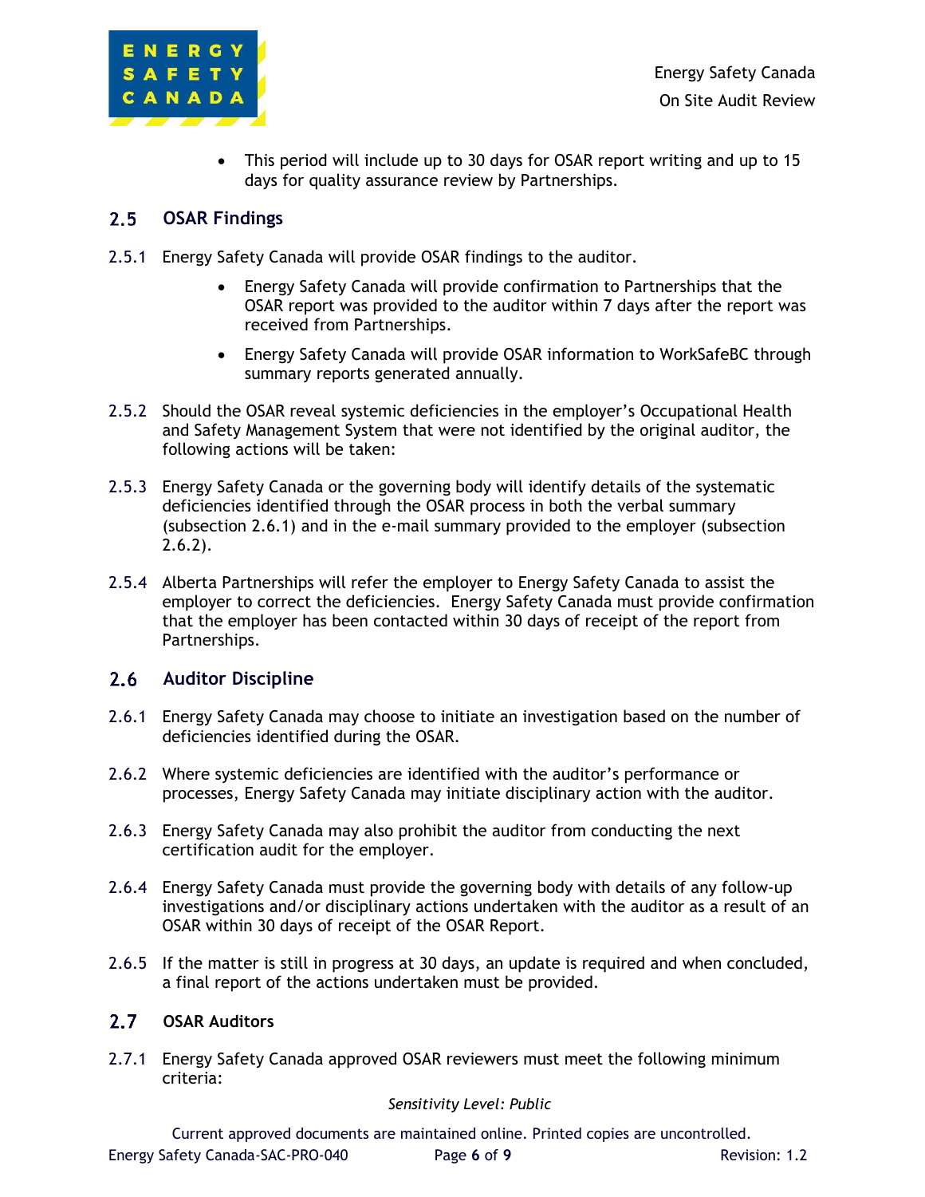- This period will include up to 30 days for OSAR report writing and up to 15 days for quality assurance review by Partnerships.

## 2.5 OSAR Findings

2.5.1 Energy Safety Canada will provide OSAR findings to the auditor.

- Energy Safety Canada will provide confirmation to Partnerships that the OSAR report was provided to the auditor within 7 days after the report was received from Partnerships.
- Energy Safety Canada will provide OSAR information to WorkSafeBC through summary reports generated annually.

2.5.2 Should the OSAR reveal systemic deficiencies in the employer's Occupational Health and Safety Management System that were not identified by the original auditor, the following actions will be taken:

2.5.3 Energy Safety Canada or the governing body will identify details of the systematic deficiencies identified through the OSAR process in both the verbal summary (subsection 2.6.1) and in the e-mail summary provided to the employer (subsection 2.6.2).

2.5.4 Alberta Partnerships will refer the employer to Energy Safety Canada to assist the employer to correct the deficiencies. Energy Safety Canada must provide confirmation that the employer has been contacted within 30 days of receipt of the report from Partnerships.

## 2.6 Auditor Discipline

2.6.1 Energy Safety Canada may choose to initiate an investigation based on the number of deficiencies identified during the OSAR.

2.6.2 Where systemic deficiencies are identified with the auditor's performance or processes, Energy Safety Canada may initiate disciplinary action with the auditor.

2.6.3 Energy Safety Canada may also prohibit the auditor from conducting the next certification audit for the employer.

2.6.4 Energy Safety Canada must provide the governing body with details of any follow-up investigations and/or disciplinary actions undertaken with the auditor as a result of an OSAR within 30 days of receipt of the OSAR Report.

2.6.5 If the matter is still in progress at 30 days, an update is required and when concluded, a final report of the actions undertaken must be provided.

## 2.7 OSAR Auditors

2.7.1 Energy Safety Canada approved OSAR reviewers must meet the following minimum criteria: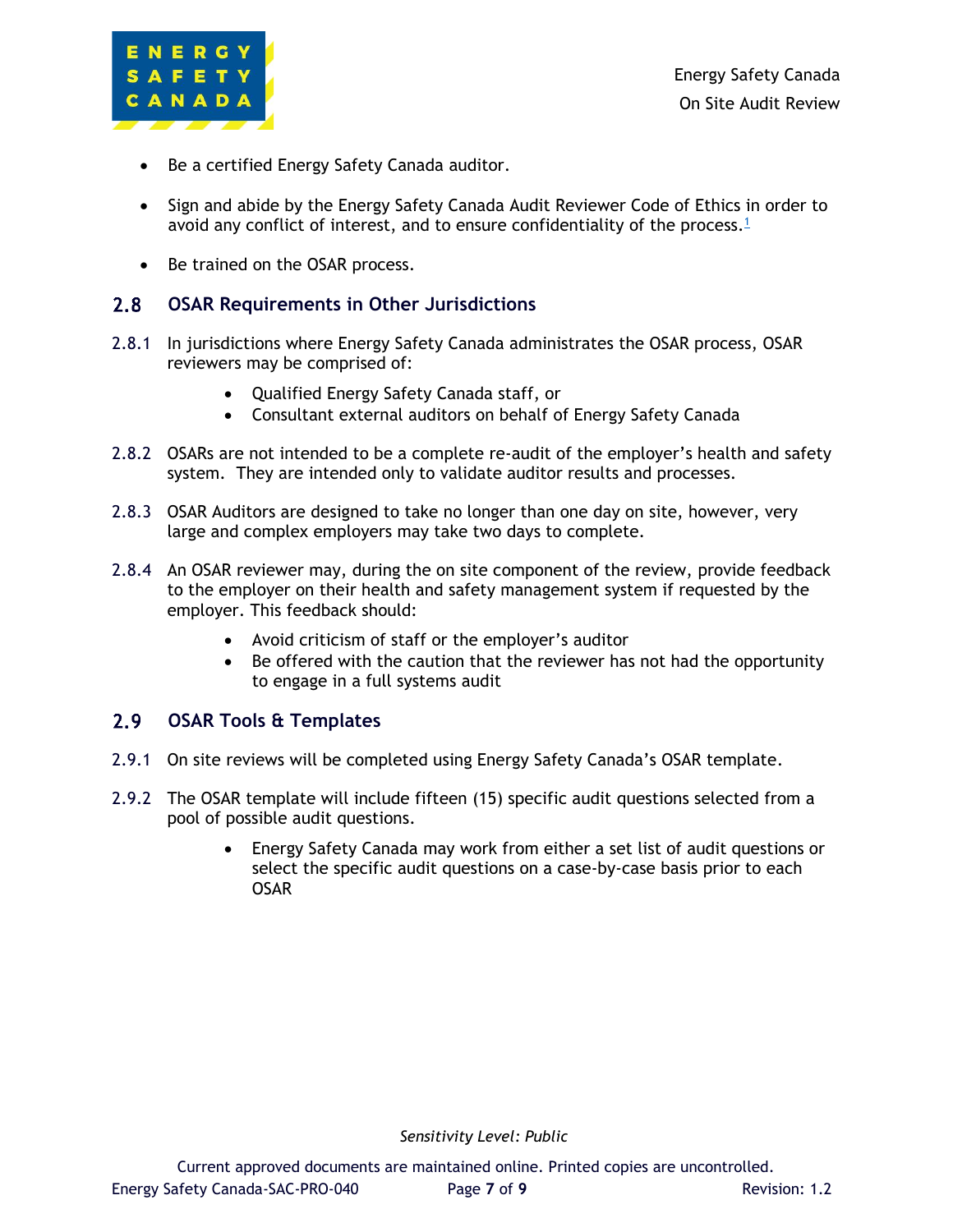- Be a certified Energy Safety Canada auditor.

- Sign and abide by the Energy Safety Canada Audit Reviewer Code of Ethics in order to avoid any conflict of interest, and to ensure confidentiality of the process.[1]

- Be trained on the OSAR process.

## 2.8 OSAR Requirements in Other Jurisdictions

2.8.1 In jurisdictions where Energy Safety Canada administrates the OSAR process, OSAR reviewers may be comprised of:

- Qualified Energy Safety Canada staff, or
- Consultant external auditors on behalf of Energy Safety Canada

2.8.2 OSARs are not intended to be a complete re-audit of the employer's health and safety system. They are intended only to validate auditor results and processes.

2.8.3 OSAR Auditors are designed to take no longer than one day on site, however, very large and complex employers may take two days to complete.

2.8.4 An OSAR reviewer may, during the on site component of the review, provide feedback to the employer on their health and safety management system if requested by the employer. This feedback should:

- Avoid criticism of staff or the employer's auditor
- Be offered with the caution that the reviewer has not had the opportunity to engage in a full systems audit

## 2.9 OSAR Tools & Templates

2.9.1 On site reviews will be completed using Energy Safety Canada's OSAR template.

2.9.2 The OSAR template will include fifteen (15) specific audit questions selected from a pool of possible audit questions.

- Energy Safety Canada may work from either a set list of audit questions or select the specific audit questions on a case-by-case basis prior to each OSAR

*Sensitivity Level: Public*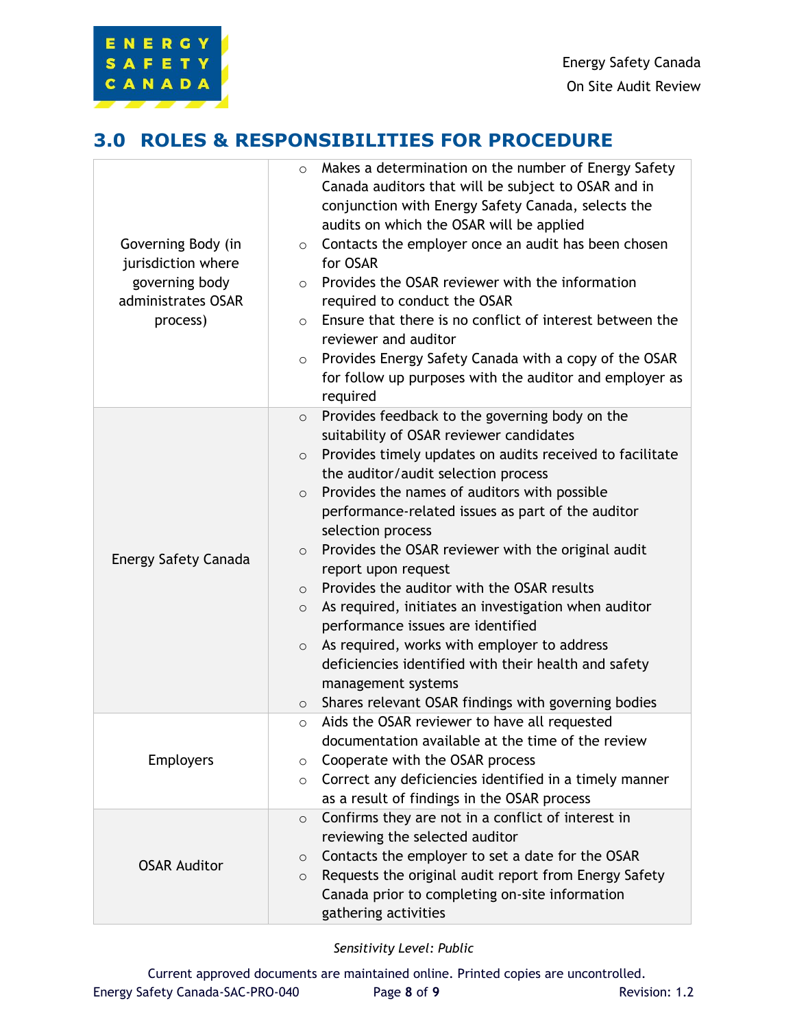## 3.0 ROLES & RESPONSIBILITIES FOR PROCEDURE

| Role | Responsibilities |
|---|---|
| Governing Body (in jurisdiction where governing body administrates OSAR process) | ○ Makes a determination on the number of Energy Safety Canada auditors that will be subject to OSAR and in conjunction with Energy Safety Canada, selects the audits on which the OSAR will be applied<br>○ Contacts the employer once an audit has been chosen for OSAR<br>○ Provides the OSAR reviewer with the information required to conduct the OSAR<br>○ Ensure that there is no conflict of interest between the reviewer and auditor<br>○ Provides Energy Safety Canada with a copy of the OSAR for follow up purposes with the auditor and employer as required |
| Energy Safety Canada | ○ Provides feedback to the governing body on the suitability of OSAR reviewer candidates<br>○ Provides timely updates on audits received to facilitate the auditor/audit selection process<br>○ Provides the names of auditors with possible performance-related issues as part of the auditor selection process<br>○ Provides the OSAR reviewer with the original audit report upon request<br>○ Provides the auditor with the OSAR results<br>○ As required, initiates an investigation when auditor performance issues are identified<br>○ As required, works with employer to address deficiencies identified with their health and safety management systems<br>○ Shares relevant OSAR findings with governing bodies |
| Employers | ○ Aids the OSAR reviewer to have all requested documentation available at the time of the review<br>○ Cooperate with the OSAR process<br>○ Correct any deficiencies identified in a timely manner as a result of findings in the OSAR process |
| OSAR Auditor | ○ Confirms they are not in a conflict of interest in reviewing the selected auditor<br>○ Contacts the employer to set a date for the OSAR<br>○ Requests the original audit report from Energy Safety Canada prior to completing on-site information gathering activities |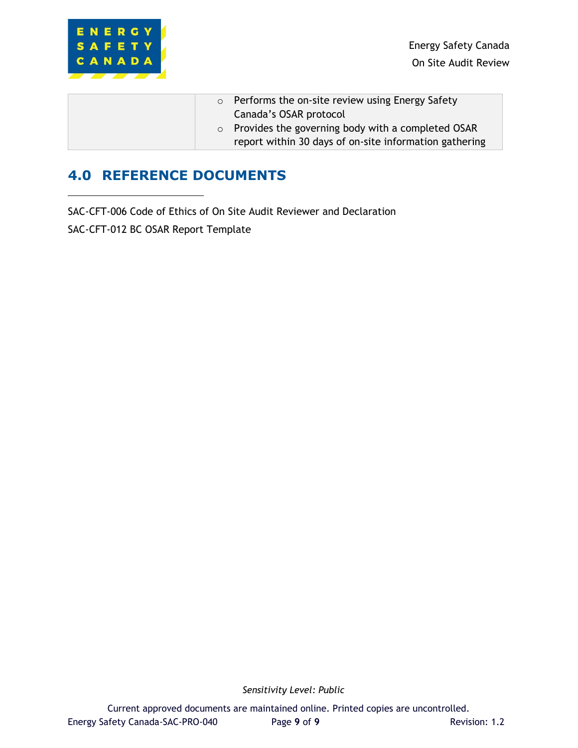| | |
|---|---|
| | ○ Performs the on-site review using Energy Safety Canada's OSAR protocol<br>○ Provides the governing body with a completed OSAR report within 30 days of on-site information gathering |

## 4.0 REFERENCE DOCUMENTS

SAC-CFT-006 Code of Ethics of On Site Audit Reviewer and Declaration

SAC-CFT-012 BC OSAR Report Template